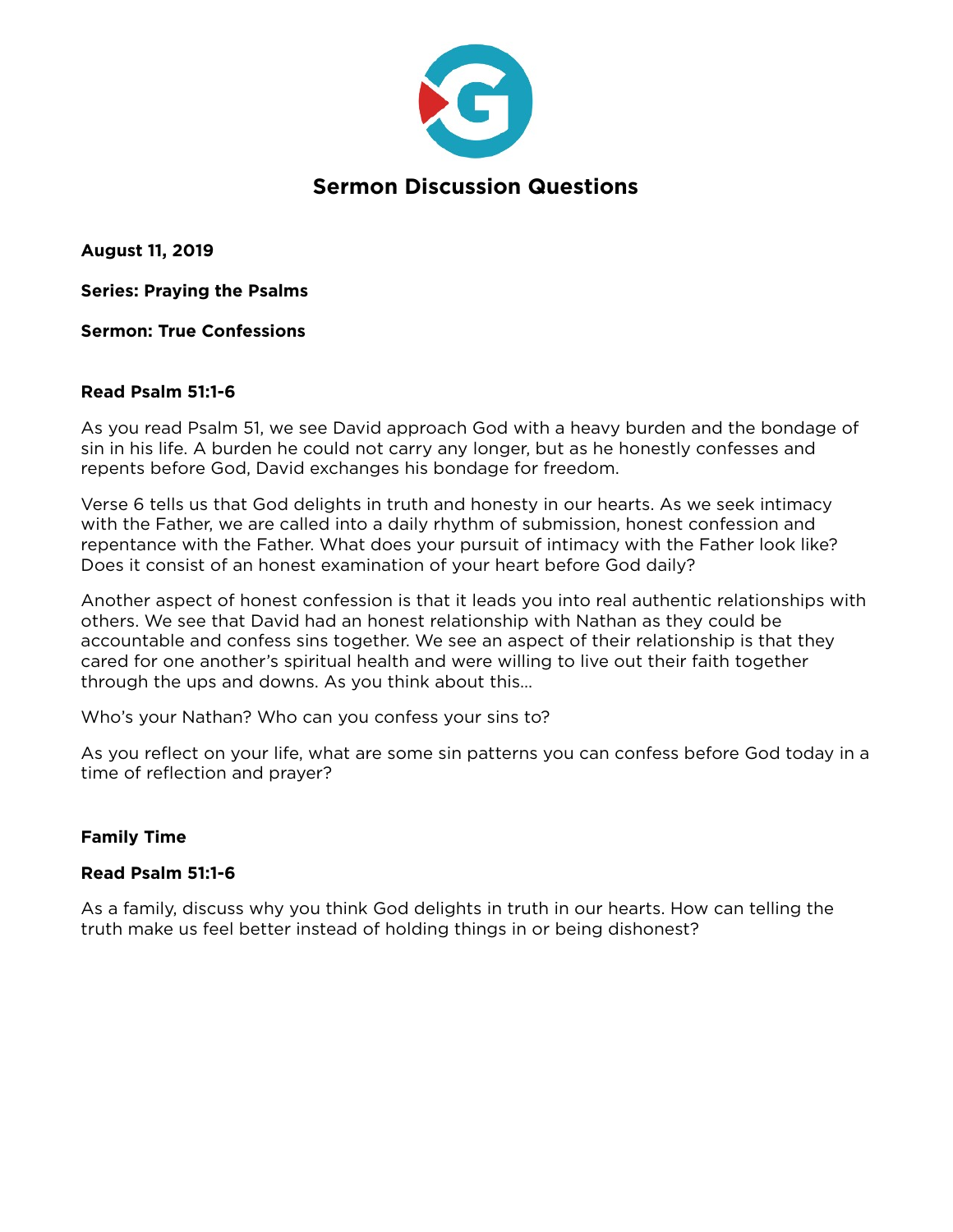# Sermon Discussion Questions

**August 11, 2019**

**Series: Praying the Psalms**

**Sermon: True Confessions**

**Read Psalm 51:1-6**

As you read Psalm 51, we see David approach God with a heavy burden and the bondage of sin in his life. A burden he could not carry any longer, but as he honestly confesses and repents before God, David exchanges his bondage for freedom.

Verse 6 tells us that God delights in truth and honesty in our hearts. As we seek intimacy with the Father, we are called into a daily rhythm of submission, honest confession and repentance with the Father. What does your pursuit of intimacy with the Father look like? Does it consist of an honest examination of your heart before God daily?

Another aspect of honest confession is that it leads you into real authentic relationships with others. We see that David had an honest relationship with Nathan as they could be accountable and confess sins together. We see an aspect of their relationship is that they cared for one another's spiritual health and were willing to live out their faith together through the ups and downs. As you think about this...

Who's your Nathan? Who can you confess your sins to?

As you reflect on your life, what are some sin patterns you can confess before God today in a time of reflection and prayer?

**Family Time**

**Read Psalm 51:1-6**

As a family, discuss why you think God delights in truth in our hearts. How can telling the truth make us feel better instead of holding things in or being dishonest?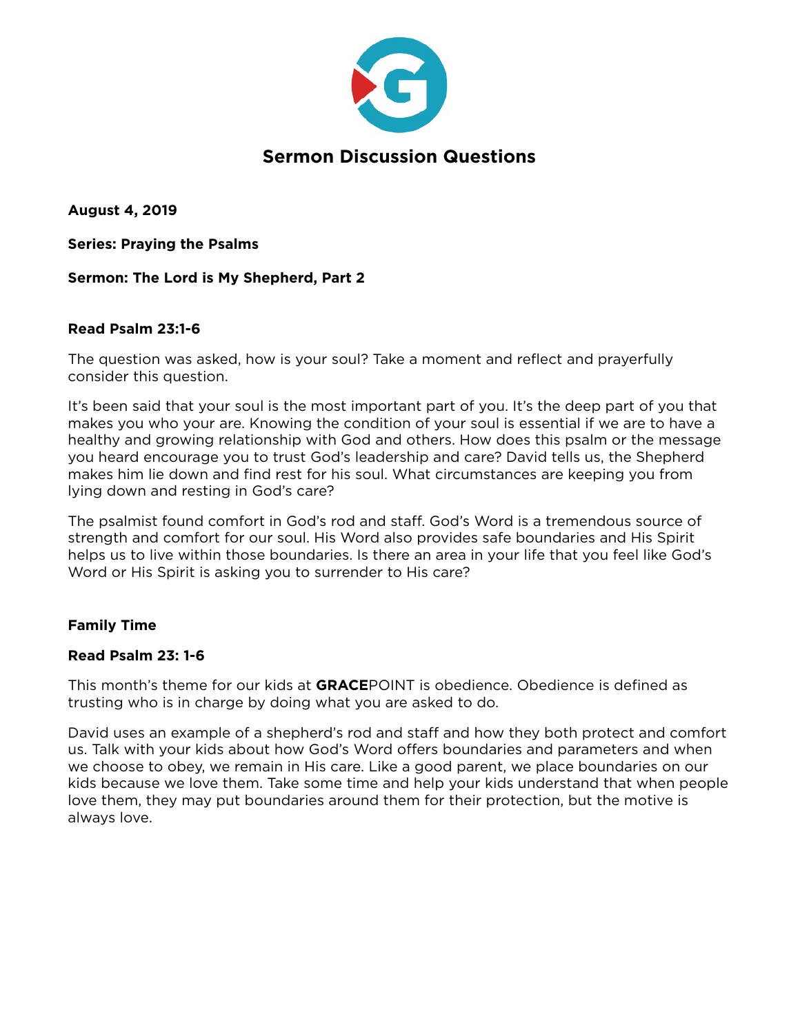# Sermon Discussion Questions

**August 4, 2019**

**Series: Praying the Psalms**

**Sermon: The Lord is My Shepherd, Part 2**

**Read Psalm 23:1-6**

The question was asked, how is your soul? Take a moment and reflect and prayerfully consider this question.

It's been said that your soul is the most important part of you. It's the deep part of you that makes you who your are. Knowing the condition of your soul is essential if we are to have a healthy and growing relationship with God and others. How does this psalm or the message you heard encourage you to trust God's leadership and care? David tells us, the Shepherd makes him lie down and find rest for his soul. What circumstances are keeping you from lying down and resting in God's care?

The psalmist found comfort in God's rod and staff. God's Word is a tremendous source of strength and comfort for our soul. His Word also provides safe boundaries and His Spirit helps us to live within those boundaries. Is there an area in your life that you feel like God's Word or His Spirit is asking you to surrender to His care?

**Family Time**

**Read Psalm 23: 1-6**

This month's theme for our kids at **GRACE**POINT is obedience. Obedience is defined as trusting who is in charge by doing what you are asked to do.

David uses an example of a shepherd's rod and staff and how they both protect and comfort us. Talk with your kids about how God's Word offers boundaries and parameters and when we choose to obey, we remain in His care. Like a good parent, we place boundaries on our kids because we love them. Take some time and help your kids understand that when people love them, they may put boundaries around them for their protection, but the motive is always love.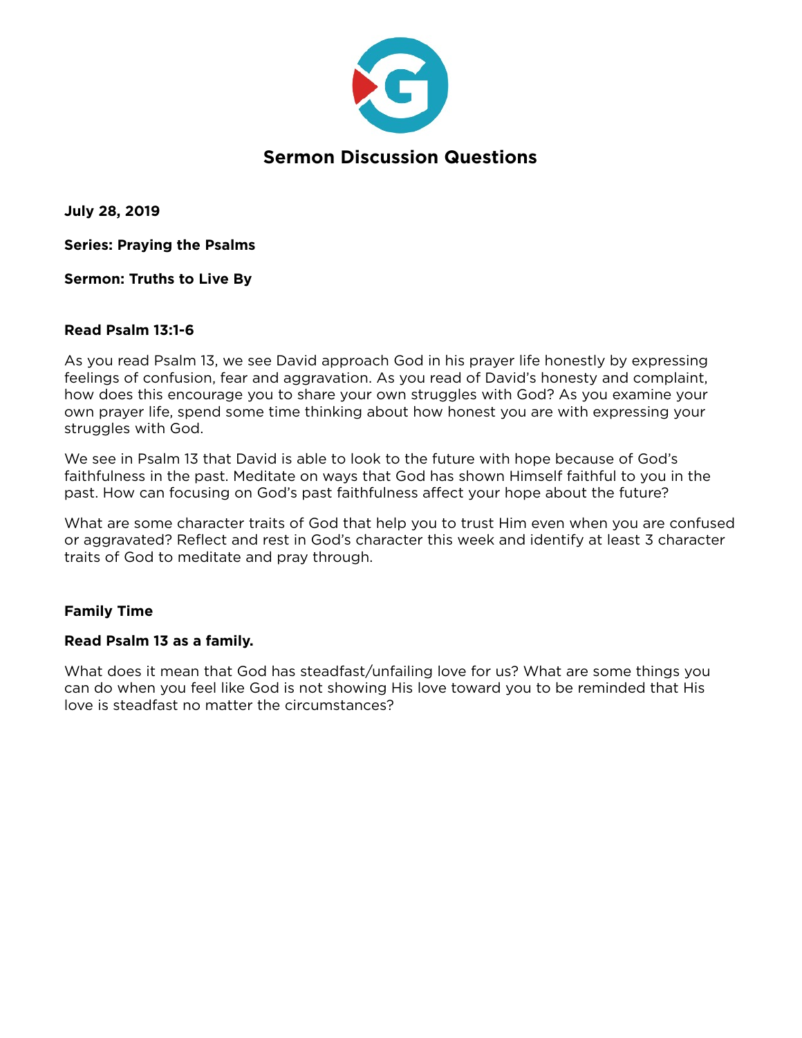# Sermon Discussion Questions

**July 28, 2019**

**Series: Praying the Psalms**

**Sermon: Truths to Live By**

**Read Psalm 13:1-6**

As you read Psalm 13, we see David approach God in his prayer life honestly by expressing feelings of confusion, fear and aggravation. As you read of David's honesty and complaint, how does this encourage you to share your own struggles with God? As you examine your own prayer life, spend some time thinking about how honest you are with expressing your struggles with God.

We see in Psalm 13 that David is able to look to the future with hope because of God's faithfulness in the past. Meditate on ways that God has shown Himself faithful to you in the past. How can focusing on God's past faithfulness affect your hope about the future?

What are some character traits of God that help you to trust Him even when you are confused or aggravated? Reflect and rest in God's character this week and identify at least 3 character traits of God to meditate and pray through.

**Family Time**

**Read Psalm 13 as a family.**

What does it mean that God has steadfast/unfailing love for us? What are some things you can do when you feel like God is not showing His love toward you to be reminded that His love is steadfast no matter the circumstances?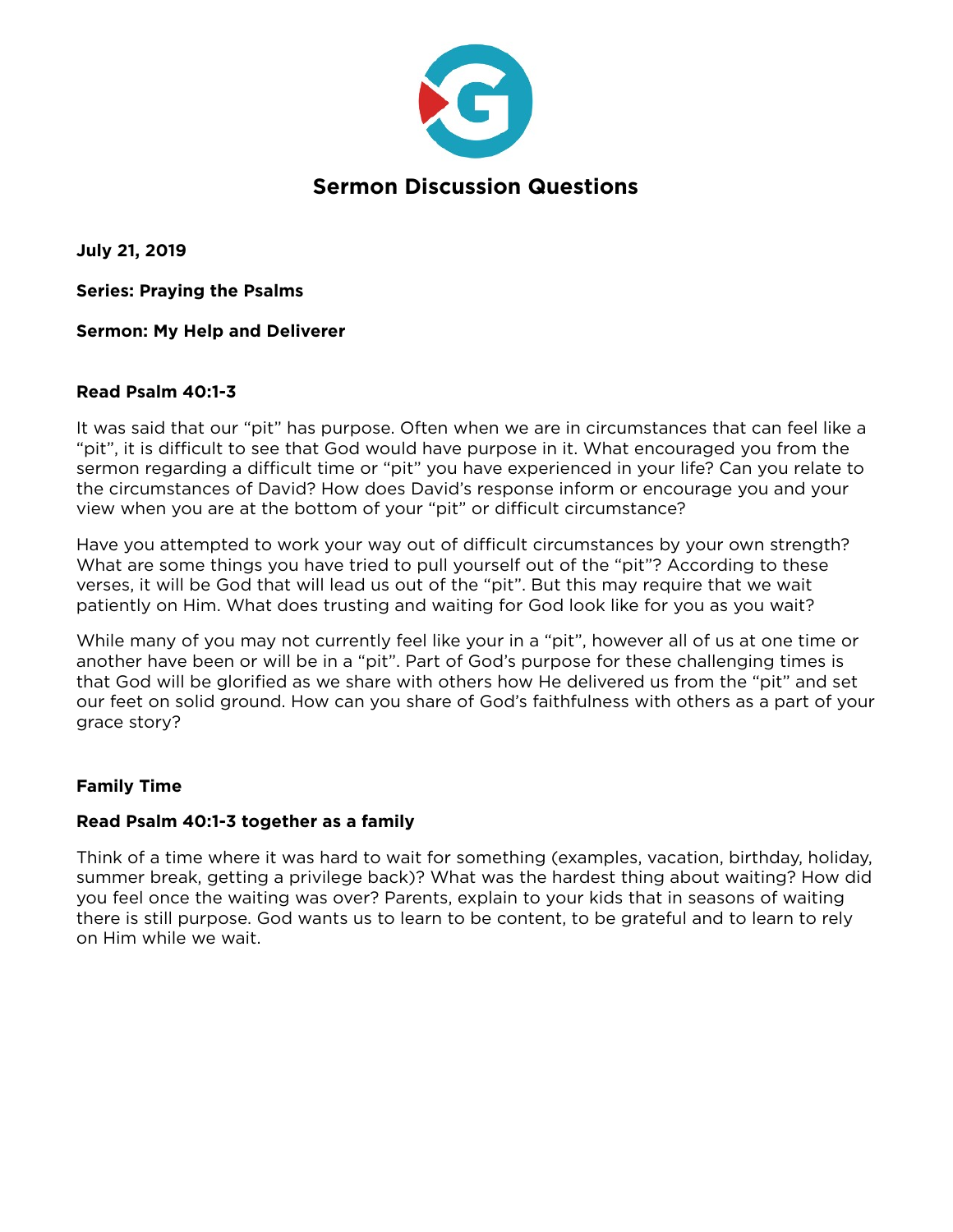# Sermon Discussion Questions

**July 21, 2019**

**Series: Praying the Psalms**

**Sermon: My Help and Deliverer**

**Read Psalm 40:1-3**

It was said that our “pit” has purpose. Often when we are in circumstances that can feel like a “pit”, it is difficult to see that God would have purpose in it. What encouraged you from the sermon regarding a difficult time or “pit” you have experienced in your life? Can you relate to the circumstances of David? How does David’s response inform or encourage you and your view when you are at the bottom of your “pit” or difficult circumstance?

Have you attempted to work your way out of difficult circumstances by your own strength? What are some things you have tried to pull yourself out of the “pit”? According to these verses, it will be God that will lead us out of the “pit”. But this may require that we wait patiently on Him. What does trusting and waiting for God look like for you as you wait?

While many of you may not currently feel like your in a “pit”, however all of us at one time or another have been or will be in a “pit”. Part of God’s purpose for these challenging times is that God will be glorified as we share with others how He delivered us from the “pit” and set our feet on solid ground. How can you share of God’s faithfulness with others as a part of your grace story?

**Family Time**

**Read Psalm 40:1-3 together as a family**

Think of a time where it was hard to wait for something (examples, vacation, birthday, holiday, summer break, getting a privilege back)? What was the hardest thing about waiting? How did you feel once the waiting was over? Parents, explain to your kids that in seasons of waiting there is still purpose. God wants us to learn to be content, to be grateful and to learn to rely on Him while we wait.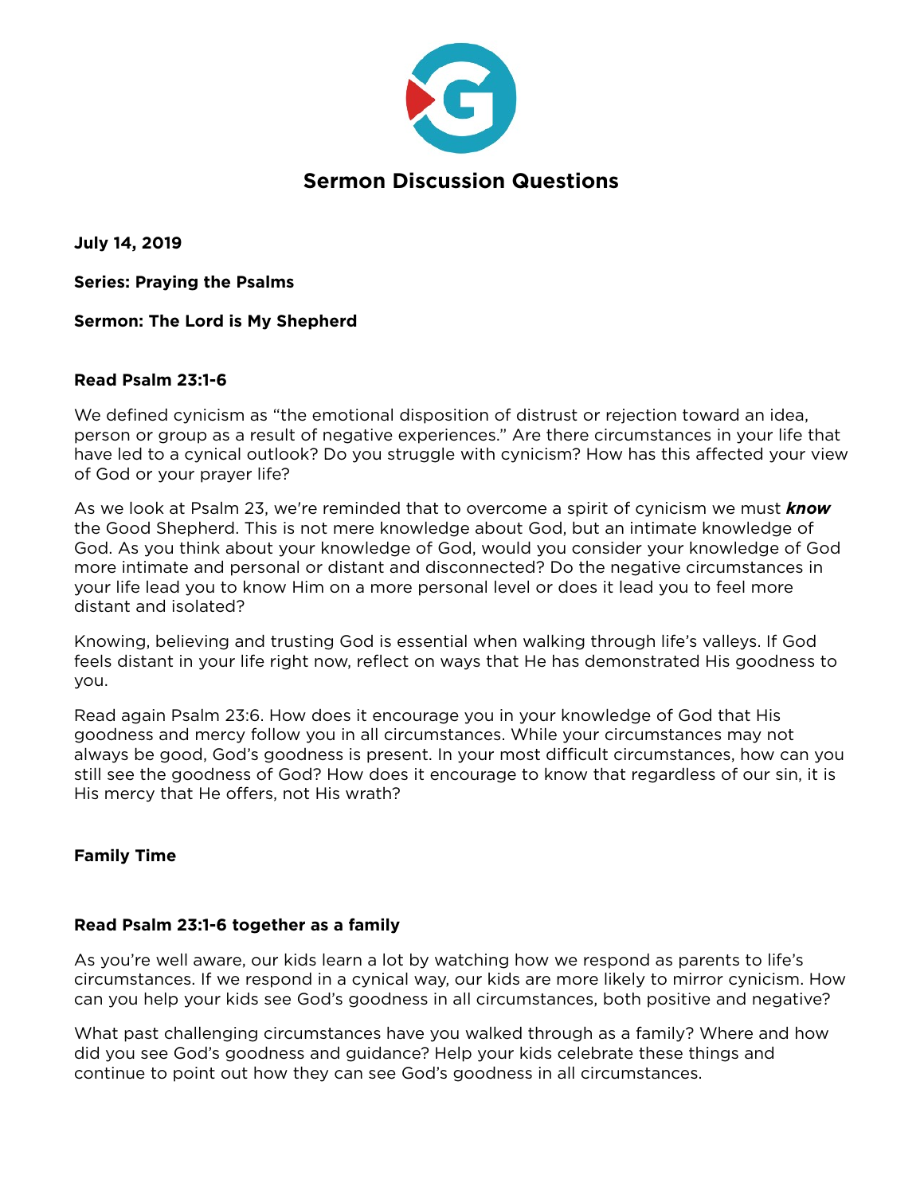# Sermon Discussion Questions

**July 14, 2019**

**Series: Praying the Psalms**

**Sermon: The Lord is My Shepherd**

**Read Psalm 23:1-6**

We defined cynicism as "the emotional disposition of distrust or rejection toward an idea, person or group as a result of negative experiences." Are there circumstances in your life that have led to a cynical outlook? Do you struggle with cynicism? How has this affected your view of God or your prayer life?

As we look at Psalm 23, we're reminded that to overcome a spirit of cynicism we must ***know*** the Good Shepherd. This is not mere knowledge about God, but an intimate knowledge of God. As you think about your knowledge of God, would you consider your knowledge of God more intimate and personal or distant and disconnected? Do the negative circumstances in your life lead you to know Him on a more personal level or does it lead you to feel more distant and isolated?

Knowing, believing and trusting God is essential when walking through life's valleys. If God feels distant in your life right now, reflect on ways that He has demonstrated His goodness to you.

Read again Psalm 23:6. How does it encourage you in your knowledge of God that His goodness and mercy follow you in all circumstances. While your circumstances may not always be good, God's goodness is present. In your most difficult circumstances, how can you still see the goodness of God? How does it encourage to know that regardless of our sin, it is His mercy that He offers, not His wrath?

**Family Time**

**Read Psalm 23:1-6 together as a family**

As you're well aware, our kids learn a lot by watching how we respond as parents to life's circumstances. If we respond in a cynical way, our kids are more likely to mirror cynicism. How can you help your kids see God's goodness in all circumstances, both positive and negative?

What past challenging circumstances have you walked through as a family? Where and how did you see God's goodness and guidance? Help your kids celebrate these things and continue to point out how they can see God's goodness in all circumstances.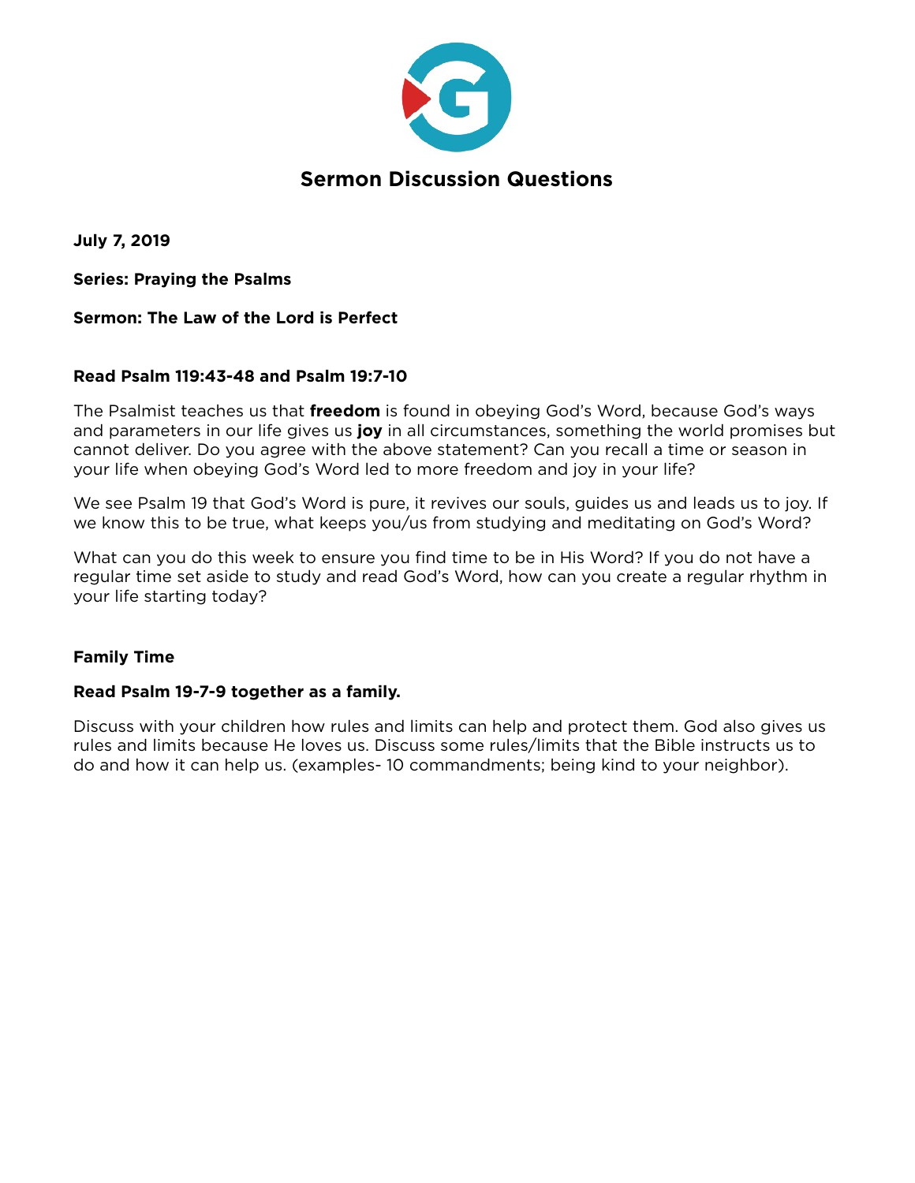# Sermon Discussion Questions

**July 7, 2019**

**Series: Praying the Psalms**

**Sermon: The Law of the Lord is Perfect**

**Read Psalm 119:43-48 and Psalm 19:7-10**

The Psalmist teaches us that **freedom** is found in obeying God's Word, because God's ways and parameters in our life gives us **joy** in all circumstances, something the world promises but cannot deliver. Do you agree with the above statement? Can you recall a time or season in your life when obeying God's Word led to more freedom and joy in your life?

We see Psalm 19 that God's Word is pure, it revives our souls, guides us and leads us to joy. If we know this to be true, what keeps you/us from studying and meditating on God's Word?

What can you do this week to ensure you find time to be in His Word? If you do not have a regular time set aside to study and read God's Word, how can you create a regular rhythm in your life starting today?

**Family Time**

**Read Psalm 19-7-9 together as a family.**

Discuss with your children how rules and limits can help and protect them. God also gives us rules and limits because He loves us. Discuss some rules/limits that the Bible instructs us to do and how it can help us. (examples- 10 commandments; being kind to your neighbor).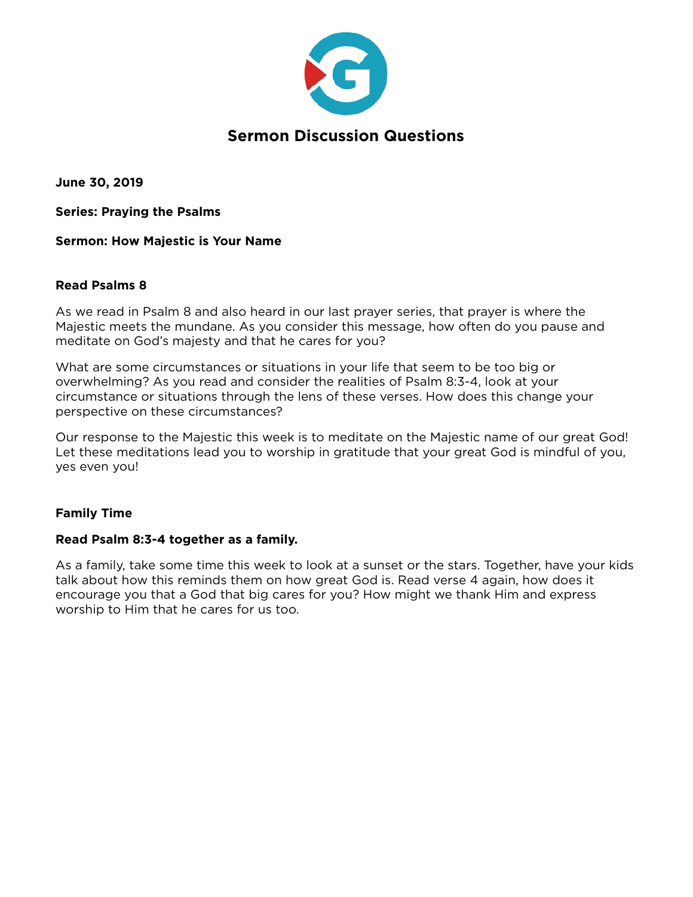# Sermon Discussion Questions

**June 30, 2019**

**Series: Praying the Psalms**

**Sermon: How Majestic is Your Name**

**Read Psalms 8**

As we read in Psalm 8 and also heard in our last prayer series, that prayer is where the Majestic meets the mundane. As you consider this message, how often do you pause and meditate on God's majesty and that he cares for you?

What are some circumstances or situations in your life that seem to be too big or overwhelming? As you read and consider the realities of Psalm 8:3-4, look at your circumstance or situations through the lens of these verses. How does this change your perspective on these circumstances?

Our response to the Majestic this week is to meditate on the Majestic name of our great God! Let these meditations lead you to worship in gratitude that your great God is mindful of you, yes even you!

**Family Time**

**Read Psalm 8:3-4 together as a family.**

As a family, take some time this week to look at a sunset or the stars. Together, have your kids talk about how this reminds them on how great God is. Read verse 4 again, how does it encourage you that a God that big cares for you? How might we thank Him and express worship to Him that he cares for us too.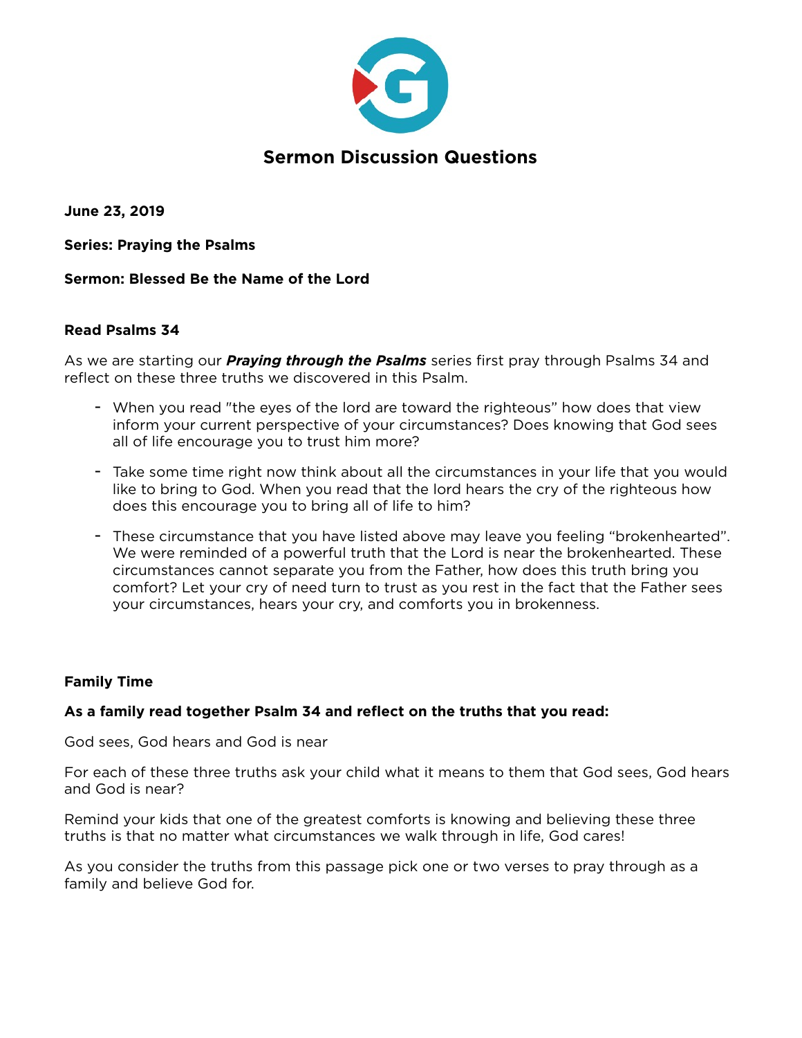# Sermon Discussion Questions

**June 23, 2019**

**Series: Praying the Psalms**

**Sermon: Blessed Be the Name of the Lord**

**Read Psalms 34**

As we are starting our ***Praying through the Psalms*** series first pray through Psalms 34 and reflect on these three truths we discovered in this Psalm.

- When you read "the eyes of the lord are toward the righteous" how does that view inform your current perspective of your circumstances? Does knowing that God sees all of life encourage you to trust him more?
- Take some time right now think about all the circumstances in your life that you would like to bring to God. When you read that the lord hears the cry of the righteous how does this encourage you to bring all of life to him?
- These circumstance that you have listed above may leave you feeling "brokenhearted". We were reminded of a powerful truth that the Lord is near the brokenhearted. These circumstances cannot separate you from the Father, how does this truth bring you comfort? Let your cry of need turn to trust as you rest in the fact that the Father sees your circumstances, hears your cry, and comforts you in brokenness.

**Family Time**

**As a family read together Psalm 34 and reflect on the truths that you read:**

God sees, God hears and God is near

For each of these three truths ask your child what it means to them that God sees, God hears and God is near?

Remind your kids that one of the greatest comforts is knowing and believing these three truths is that no matter what circumstances we walk through in life, God cares!

As you consider the truths from this passage pick one or two verses to pray through as a family and believe God for.